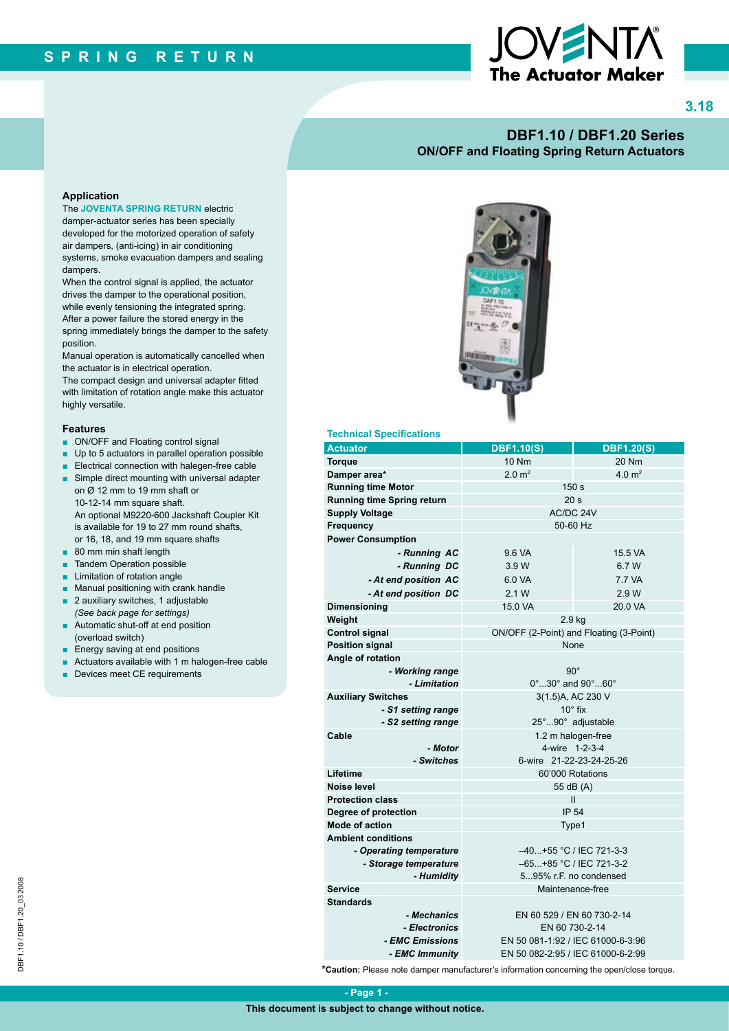SPRING RETURN

JOVENTA The Actuator Maker

3.18

# DBF1.10 / DBF1.20 Series

## ON/OFF and Floating Spring Return Actuators

### Application

The **JOVENTA SPRING RETURN** electric damper-actuator series has been specially developed for the motorized operation of safety air dampers, (anti-icing) in air conditioning systems, smoke evacuation dampers and sealing dampers.

When the control signal is applied, the actuator drives the damper to the operational position, while evenly tensioning the integrated spring. After a power failure the stored energy in the spring immediately brings the damper to the safety position.

Manual operation is automatically cancelled when the actuator is in electrical operation.

The compact design and universal adapter fitted with limitation of rotation angle make this actuator highly versatile.

### Features

- ON/OFF and Floating control signal
- Up to 5 actuators in parallel operation possible
- Electrical connection with halegen-free cable
- Simple direct mounting with universal adapter on Ø 12 mm to 19 mm shaft or 10-12-14 mm square shaft.
  An optional M9220-600 Jackshaft Coupler Kit is available for 19 to 27 mm round shafts, or 16, 18, and 19 mm square shafts
- 80 mm min shaft length
- Tandem Operation possible
- Limitation of rotation angle
- Manual positioning with crank handle
- 2 auxiliary switches, 1 adjustable
  *(See back page for settings)*
- Automatic shut-off at end position (overload switch)
- Energy saving at end positions
- Actuators available with 1 m halogen-free cable
- Devices meet CE requirements

### Technical Specifications

| Actuator | DBF1.10(S) | DBF1.20(S) |
|---|---|---|
| **Torque** | 10 Nm | 20 Nm |
| **Damper area*** | 2.0 m$^2$ | 4.0 m$^2$ |
| **Running time Motor** | 150 s | |
| **Running time Spring return** | 20 s | |
| **Supply Voltage** | AC/DC 24V | |
| **Frequency** | 50-60 Hz | |
| **Power Consumption** | | |
| ***- Running AC*** | 9.6 VA | 15.5 VA |
| ***- Running DC*** | 3.9 W | 6.7 W |
| ***- At end position AC*** | 6.0 VA | 7.7 VA |
| ***- At end position DC*** | 2.1 W | 2.9 W |
| **Dimensioning** | 15.0 VA | 20.0 VA |
| **Weight** | 2.9 kg | |
| **Control signal** | ON/OFF (2-Point) and Floating (3-Point) | |
| **Position signal** | None | |
| **Angle of rotation** | | |
| ***- Working range*** | 90° | |
| ***- Limitation*** | 0°...30° and 90°...60° | |
| **Auxiliary Switches** | 3(1.5)A, AC 230 V | |
| ***- S1 setting range*** | 10° fix | |
| ***- S2 setting range*** | 25°...90° adjustable | |
| **Cable** | 1.2 m halogen-free | |
| ***- Motor*** | 4-wire 1-2-3-4 | |
| ***- Switches*** | 6-wire 21-22-23-24-25-26 | |
| **Lifetime** | 60'000 Rotations | |
| **Noise level** | 55 dB (A) | |
| **Protection class** | II | |
| **Degree of protection** | IP 54 | |
| **Mode of action** | Type1 | |
| **Ambient conditions** | | |
| ***- Operating temperature*** | –40...+55 °C / IEC 721-3-3 | |
| ***- Storage temperature*** | –65...+85 °C / IEC 721-3-2 | |
| ***- Humidity*** | 5...95% r.F. no condensed | |
| **Service** | Maintenance-free | |
| **Standards** | | |
| ***- Mechanics*** | EN 60 529 / EN 60 730-2-14 | |
| ***- Electronics*** | EN 60 730-2-14 | |
| ***- EMC Emissions*** | EN 50 081-1:92 / IEC 61000-6-3:96 | |
| ***- EMC Immunity*** | EN 50 082-2:95 / IEC 61000-6-2:99 | |

***Caution:** Please note damper manufacturer's information concerning the open/close torque.

DBF1.10 / DBF1.20_03 2008

This document is subject to change without notice.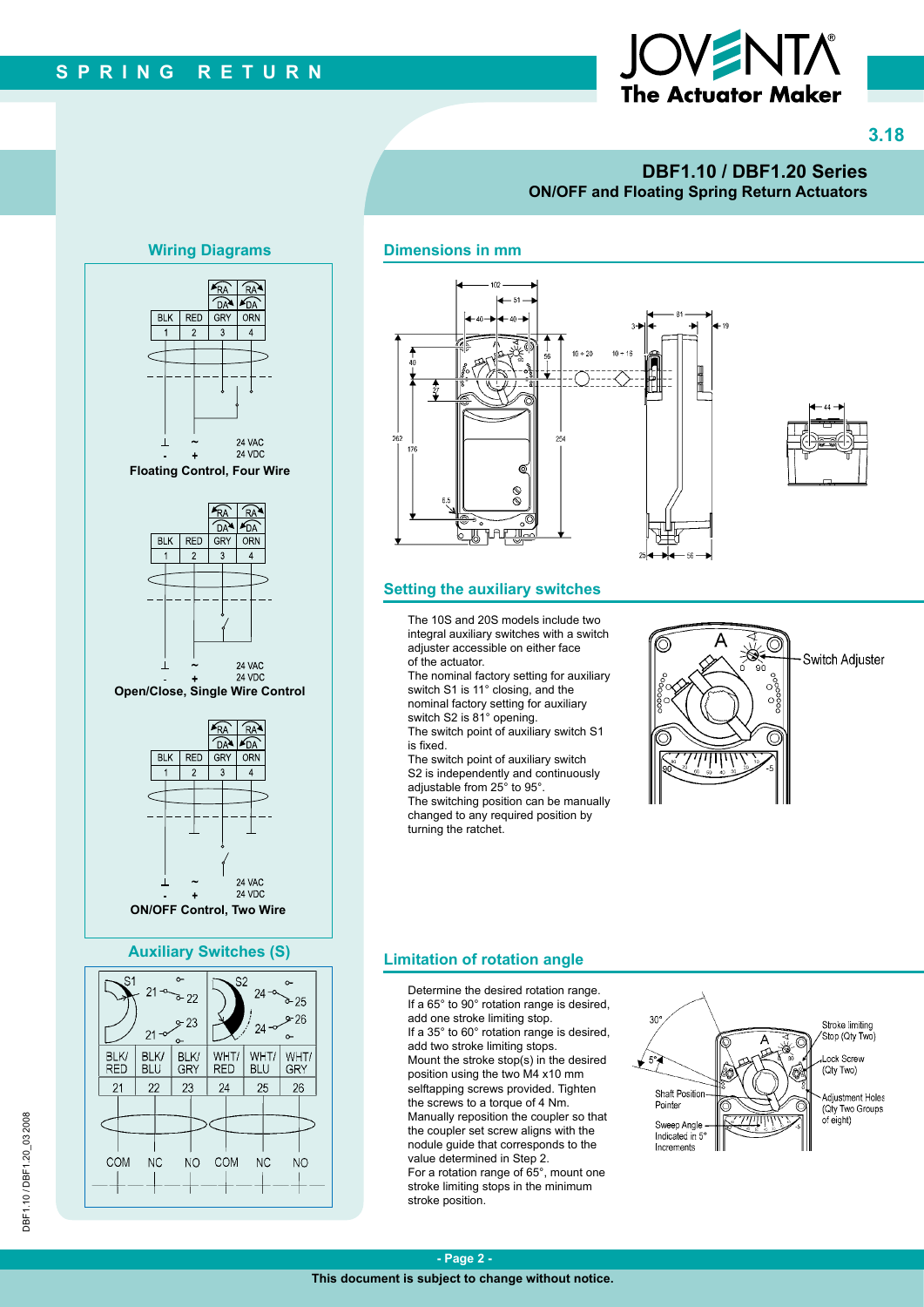# DBF1.10 / DBF1.20 Series

## ON/OFF and Floating Spring Return Actuators

## Wiring Diagrams

Floating Control, Four Wire

Open/Close, Single Wire Control

ON/OFF Control, Two Wire

## Auxiliary Switches (S)

## Dimensions in mm

## Setting the auxiliary switches

The 10S and 20S models include two integral auxiliary switches with a switch adjuster accessible on either face of the actuator.
The nominal factory setting for auxiliary switch S1 is 11° closing, and the nominal factory setting for auxiliary switch S2 is 81° opening.
The switch point of auxiliary switch S1 is fixed.
The switch point of auxiliary switch S2 is independently and continuously adjustable from 25° to 95°.
The switching position can be manually changed to any required position by turning the ratchet.

## Limitation of rotation angle

Determine the desired rotation range.
If a 65° to 90° rotation range is desired, add one stroke limiting stop.
If a 35° to 60° rotation range is desired, add two stroke limiting stops.
Mount the stroke stop(s) in the desired position using the two M4 x10 mm selftapping screws provided. Tighten the screws to a torque of 4 Nm.
Manually reposition the coupler so that the coupler set screw aligns with the nodule guide that corresponds to the value determined in Step 2.
For a rotation range of 65°, mount one stroke limiting stops in the minimum stroke position.

This document is subject to change without notice.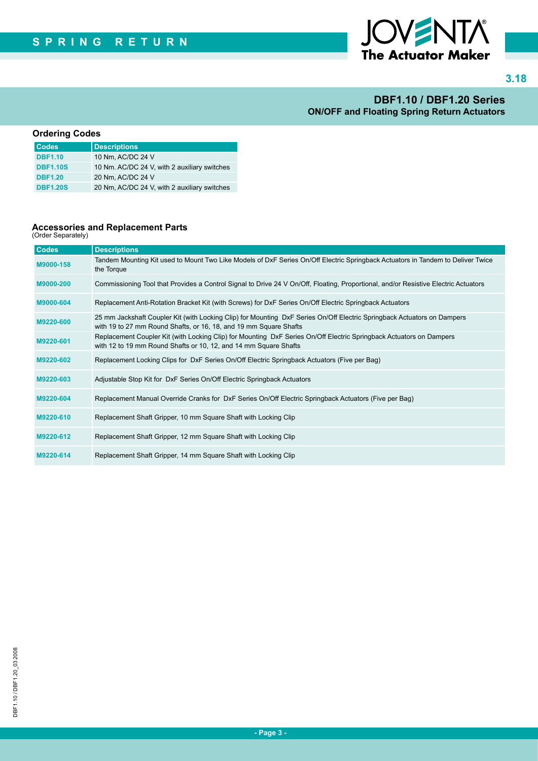## DBF1.10 / DBF1.20 Series
### ON/OFF and Floating Spring Return Actuators

### Ordering Codes

| Codes | Descriptions |
|---|---|
| DBF1.10 | 10 Nm, AC/DC 24 V |
| DBF1.10S | 10 Nm. AC/DC 24 V, with 2 auxiliary switches |
| DBF1.20 | 20 Nm, AC/DC 24 V |
| DBF1.20S | 20 Nm, AC/DC 24 V, with 2 auxiliary switches |

### Accessories and Replacement Parts
(Order Separately)

| Codes | Descriptions |
|---|---|
| M9000-158 | Tandem Mounting Kit used to Mount Two Like Models of DxF Series On/Off Electric Springback Actuators in Tandem to Deliver Twice the Torque |
| M9000-200 | Commissioning Tool that Provides a Control Signal to Drive 24 V On/Off, Floating, Proportional, and/or Resistive Electric Actuators |
| M9000-604 | Replacement Anti-Rotation Bracket Kit (with Screws) for DxF Series On/Off Electric Springback Actuators |
| M9220-600 | 25 mm Jackshaft Coupler Kit (with Locking Clip) for Mounting DxF Series On/Off Electric Springback Actuators on Dampers with 19 to 27 mm Round Shafts, or 16, 18, and 19 mm Square Shafts |
| M9220-601 | Replacement Coupler Kit (with Locking Clip) for Mounting DxF Series On/Off Electric Springback Actuators on Dampers with 12 to 19 mm Round Shafts or 10, 12, and 14 mm Square Shafts |
| M9220-602 | Replacement Locking Clips for DxF Series On/Off Electric Springback Actuators (Five per Bag) |
| M9220-603 | Adjustable Stop Kit for DxF Series On/Off Electric Springback Actuators |
| M9220-604 | Replacement Manual Override Cranks for DxF Series On/Off Electric Springback Actuators (Five per Bag) |
| M9220-610 | Replacement Shaft Gripper, 10 mm Square Shaft with Locking Clip |
| M9220-612 | Replacement Shaft Gripper, 12 mm Square Shaft with Locking Clip |
| M9220-614 | Replacement Shaft Gripper, 14 mm Square Shaft with Locking Clip |